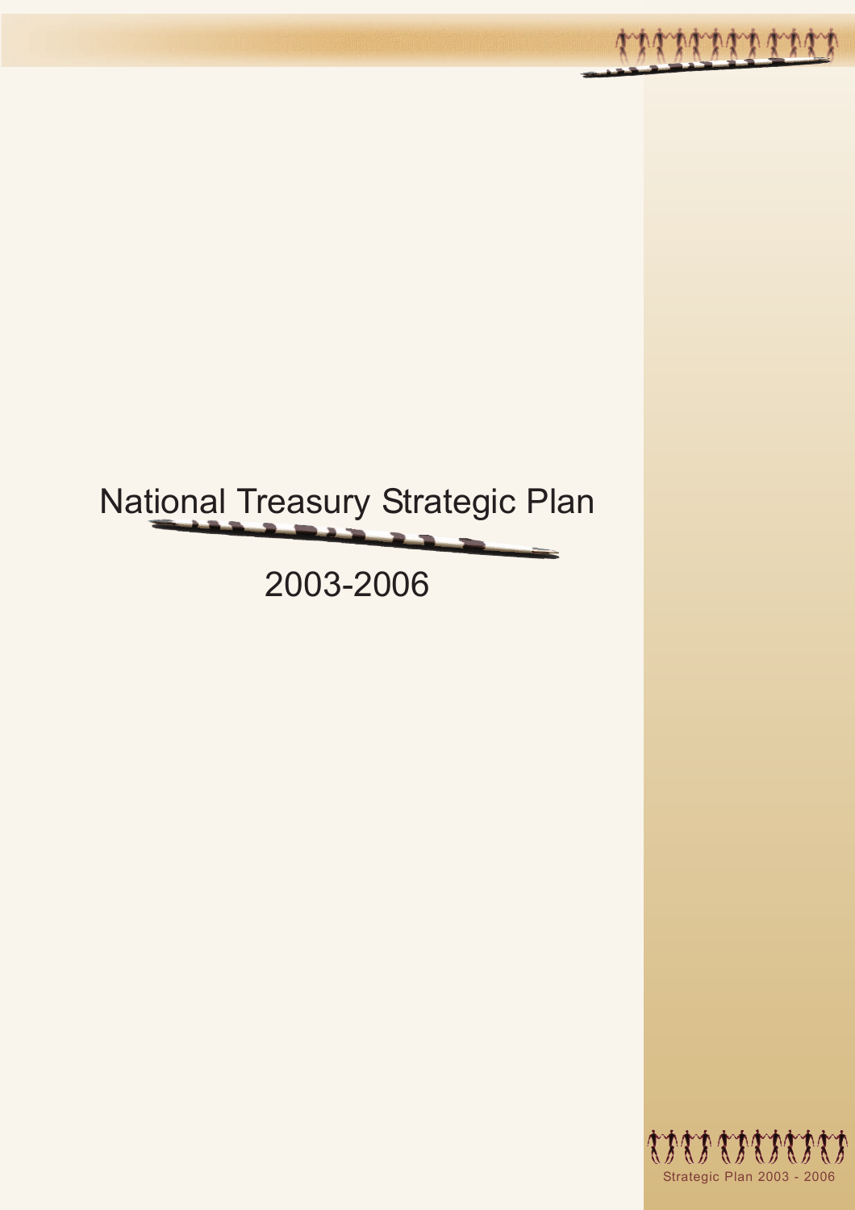# National Treasury Strategic Plan

## 2003-2006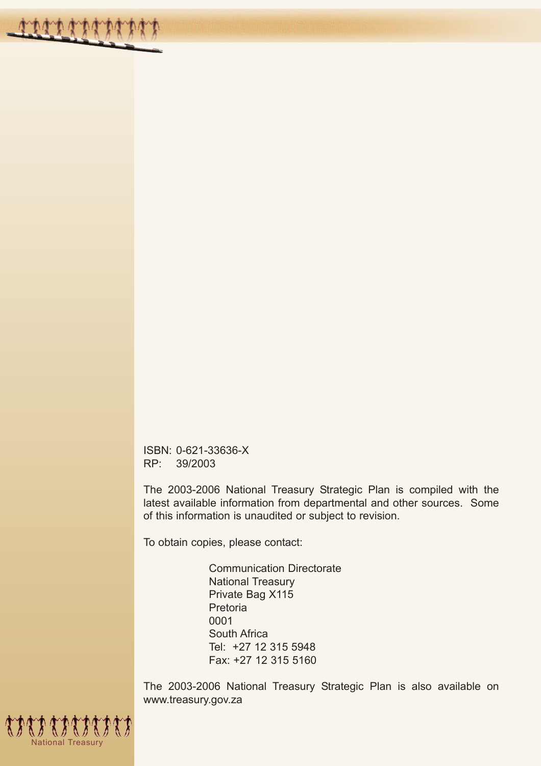ISBN: 0-621-33636-X
RP: 39/2003

The 2003-2006 National Treasury Strategic Plan is compiled with the latest available information from departmental and other sources. Some of this information is unaudited or subject to revision.

To obtain copies, please contact:

Communication Directorate
National Treasury
Private Bag X115
Pretoria
0001
South Africa
Tel: +27 12 315 5948
Fax: +27 12 315 5160

The 2003-2006 National Treasury Strategic Plan is also available on www.treasury.gov.za

National Treasury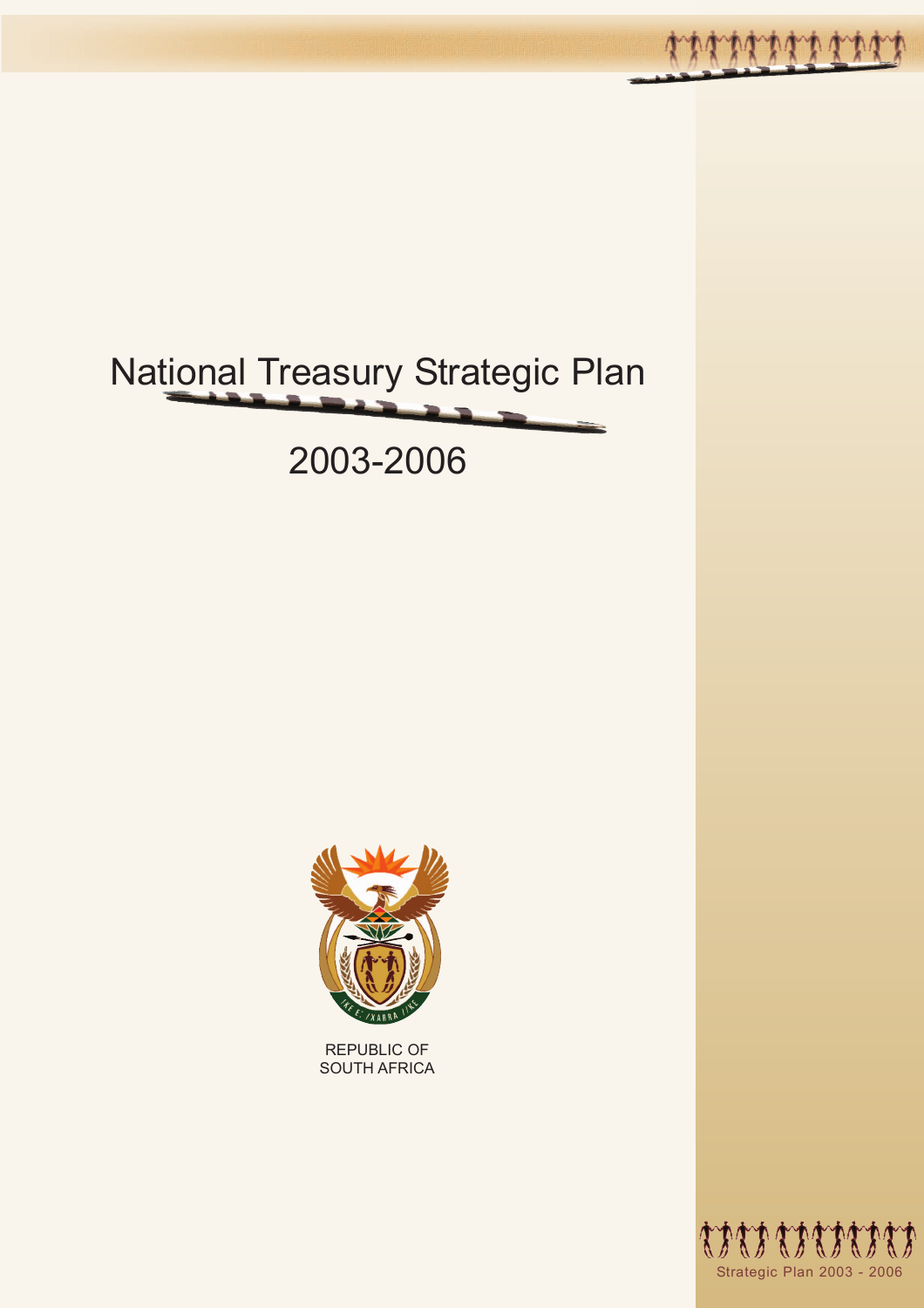# National Treasury Strategic Plan

## 2003-2006

REPUBLIC OF
SOUTH AFRICA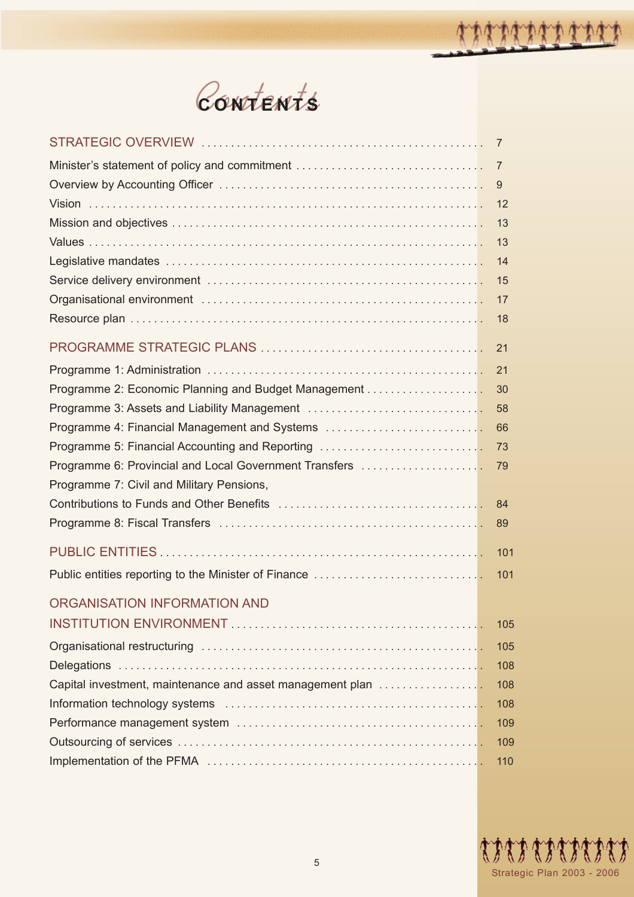# CONTENTS

| | |
|---|---|
| **STRATEGIC OVERVIEW** | 7 |
| Minister's statement of policy and commitment | 7 |
| Overview by Accounting Officer | 9 |
| Vision | 12 |
| Mission and objectives | 13 |
| Values | 13 |
| Legislative mandates | 14 |
| Service delivery environment | 15 |
| Organisational environment | 17 |
| Resource plan | 18 |
| **PROGRAMME STRATEGIC PLANS** | 21 |
| Programme 1: Administration | 21 |
| Programme 2: Economic Planning and Budget Management | 30 |
| Programme 3: Assets and Liability Management | 58 |
| Programme 4: Financial Management and Systems | 66 |
| Programme 5: Financial Accounting and Reporting | 73 |
| Programme 6: Provincial and Local Government Transfers | 79 |
| Programme 7: Civil and Military Pensions, Contributions to Funds and Other Benefits | 84 |
| Programme 8: Fiscal Transfers | 89 |
| **PUBLIC ENTITIES** | 101 |
| Public entities reporting to the Minister of Finance | 101 |
| **ORGANISATION INFORMATION AND INSTITUTION ENVIRONMENT** | 105 |
| Organisational restructuring | 105 |
| Delegations | 108 |
| Capital investment, maintenance and asset management plan | 108 |
| Information technology systems | 108 |
| Performance management system | 109 |
| Outsourcing of services | 109 |
| Implementation of the PFMA | 110 |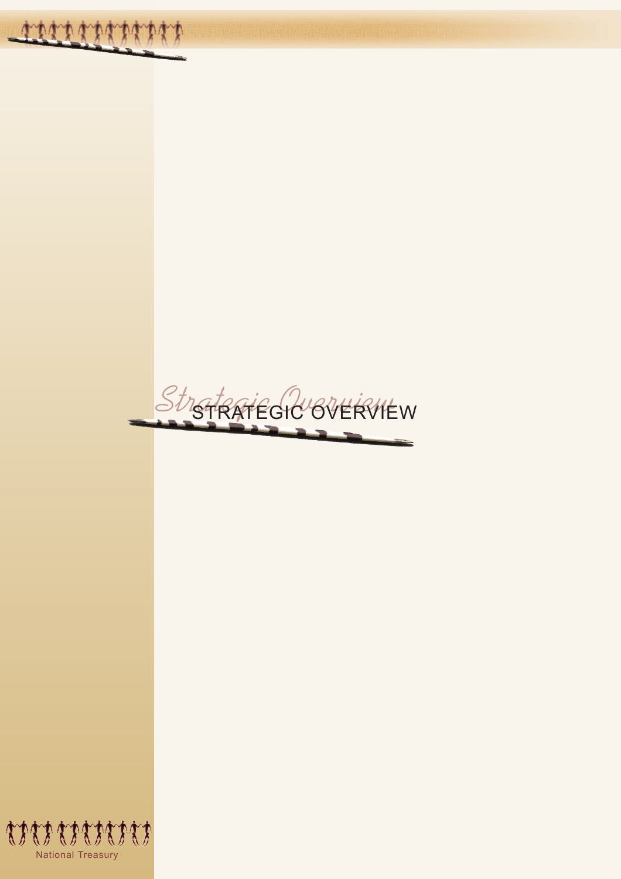# STRATEGIC OVERVIEW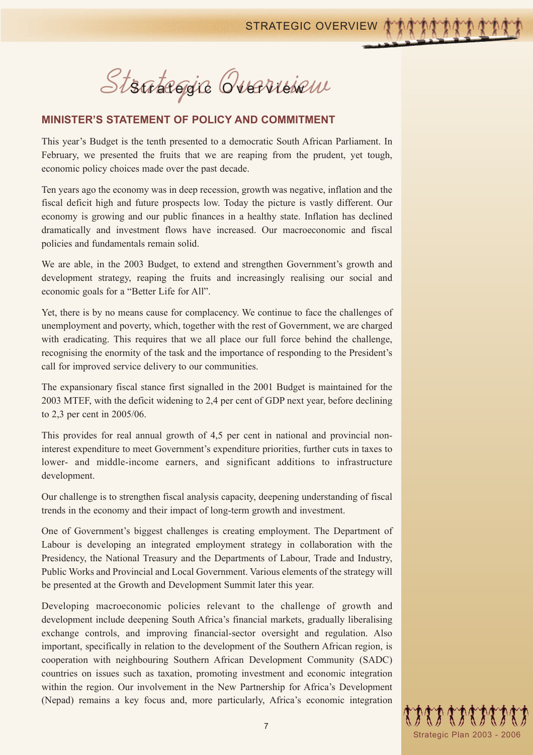# Strategic Overview

## MINISTER'S STATEMENT OF POLICY AND COMMITMENT

This year's Budget is the tenth presented to a democratic South African Parliament. In February, we presented the fruits that we are reaping from the prudent, yet tough, economic policy choices made over the past decade.

Ten years ago the economy was in deep recession, growth was negative, inflation and the fiscal deficit high and future prospects low. Today the picture is vastly different. Our economy is growing and our public finances in a healthy state. Inflation has declined dramatically and investment flows have increased. Our macroeconomic and fiscal policies and fundamentals remain solid.

We are able, in the 2003 Budget, to extend and strengthen Government's growth and development strategy, reaping the fruits and increasingly realising our social and economic goals for a "Better Life for All".

Yet, there is by no means cause for complacency. We continue to face the challenges of unemployment and poverty, which, together with the rest of Government, we are charged with eradicating. This requires that we all place our full force behind the challenge, recognising the enormity of the task and the importance of responding to the President's call for improved service delivery to our communities.

The expansionary fiscal stance first signalled in the 2001 Budget is maintained for the 2003 MTEF, with the deficit widening to 2,4 per cent of GDP next year, before declining to 2,3 per cent in 2005/06.

This provides for real annual growth of 4,5 per cent in national and provincial non-interest expenditure to meet Government's expenditure priorities, further cuts in taxes to lower- and middle-income earners, and significant additions to infrastructure development.

Our challenge is to strengthen fiscal analysis capacity, deepening understanding of fiscal trends in the economy and their impact of long-term growth and investment.

One of Government's biggest challenges is creating employment. The Department of Labour is developing an integrated employment strategy in collaboration with the Presidency, the National Treasury and the Departments of Labour, Trade and Industry, Public Works and Provincial and Local Government. Various elements of the strategy will be presented at the Growth and Development Summit later this year.

Developing macroeconomic policies relevant to the challenge of growth and development include deepening South Africa's financial markets, gradually liberalising exchange controls, and improving financial-sector oversight and regulation. Also important, specifically in relation to the development of the Southern African region, is cooperation with neighbouring Southern African Development Community (SADC) countries on issues such as taxation, promoting investment and economic integration within the region. Our involvement in the New Partnership for Africa's Development (Nepad) remains a key focus and, more particularly, Africa's economic integration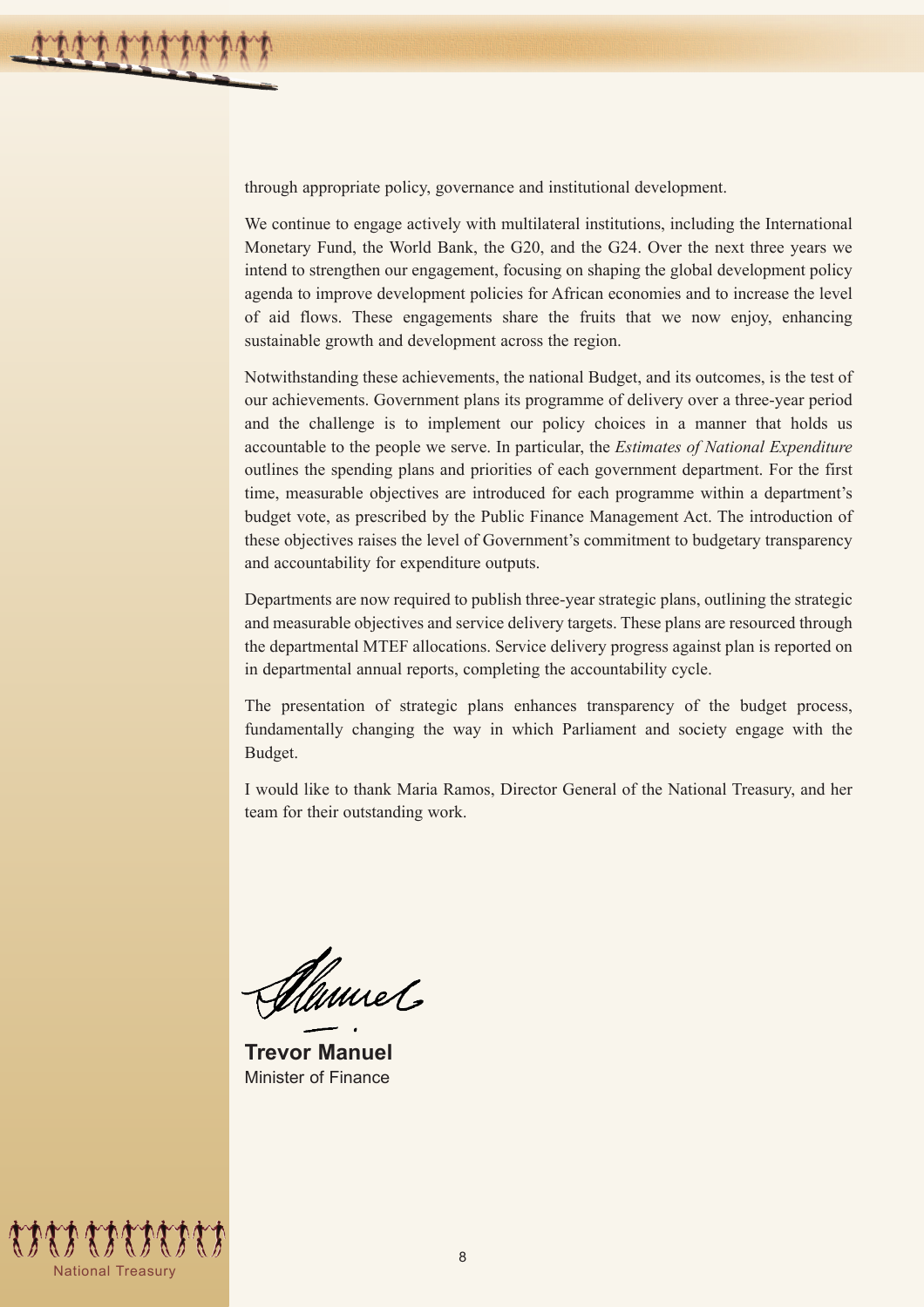through appropriate policy, governance and institutional development.

We continue to engage actively with multilateral institutions, including the International Monetary Fund, the World Bank, the G20, and the G24. Over the next three years we intend to strengthen our engagement, focusing on shaping the global development policy agenda to improve development policies for African economies and to increase the level of aid flows. These engagements share the fruits that we now enjoy, enhancing sustainable growth and development across the region.

Notwithstanding these achievements, the national Budget, and its outcomes, is the test of our achievements. Government plans its programme of delivery over a three-year period and the challenge is to implement our policy choices in a manner that holds us accountable to the people we serve. In particular, the *Estimates of National Expenditure* outlines the spending plans and priorities of each government department. For the first time, measurable objectives are introduced for each programme within a department's budget vote, as prescribed by the Public Finance Management Act. The introduction of these objectives raises the level of Government's commitment to budgetary transparency and accountability for expenditure outputs.

Departments are now required to publish three-year strategic plans, outlining the strategic and measurable objectives and service delivery targets. These plans are resourced through the departmental MTEF allocations. Service delivery progress against plan is reported on in departmental annual reports, completing the accountability cycle.

The presentation of strategic plans enhances transparency of the budget process, fundamentally changing the way in which Parliament and society engage with the Budget.

I would like to thank Maria Ramos, Director General of the National Treasury, and her team for their outstanding work.

**Trevor Manuel**
Minister of Finance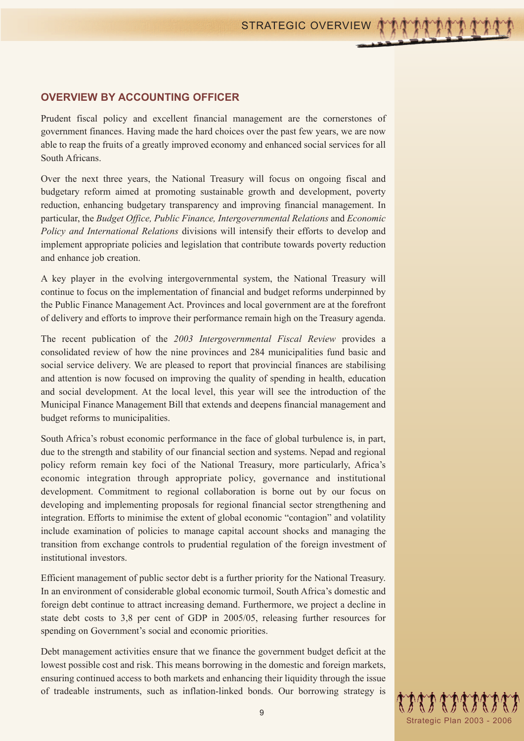## OVERVIEW BY ACCOUNTING OFFICER

Prudent fiscal policy and excellent financial management are the cornerstones of government finances. Having made the hard choices over the past few years, we are now able to reap the fruits of a greatly improved economy and enhanced social services for all South Africans.

Over the next three years, the National Treasury will focus on ongoing fiscal and budgetary reform aimed at promoting sustainable growth and development, poverty reduction, enhancing budgetary transparency and improving financial management. In particular, the *Budget Office, Public Finance, Intergovernmental Relations* and *Economic Policy and International Relations* divisions will intensify their efforts to develop and implement appropriate policies and legislation that contribute towards poverty reduction and enhance job creation.

A key player in the evolving intergovernmental system, the National Treasury will continue to focus on the implementation of financial and budget reforms underpinned by the Public Finance Management Act. Provinces and local government are at the forefront of delivery and efforts to improve their performance remain high on the Treasury agenda.

The recent publication of the *2003 Intergovernmental Fiscal Review* provides a consolidated review of how the nine provinces and 284 municipalities fund basic and social service delivery. We are pleased to report that provincial finances are stabilising and attention is now focused on improving the quality of spending in health, education and social development. At the local level, this year will see the introduction of the Municipal Finance Management Bill that extends and deepens financial management and budget reforms to municipalities.

South Africa's robust economic performance in the face of global turbulence is, in part, due to the strength and stability of our financial section and systems. Nepad and regional policy reform remain key foci of the National Treasury, more particularly, Africa's economic integration through appropriate policy, governance and institutional development. Commitment to regional collaboration is borne out by our focus on developing and implementing proposals for regional financial sector strengthening and integration. Efforts to minimise the extent of global economic "contagion" and volatility include examination of policies to manage capital account shocks and managing the transition from exchange controls to prudential regulation of the foreign investment of institutional investors.

Efficient management of public sector debt is a further priority for the National Treasury. In an environment of considerable global economic turmoil, South Africa's domestic and foreign debt continue to attract increasing demand. Furthermore, we project a decline in state debt costs to 3,8 per cent of GDP in 2005/05, releasing further resources for spending on Government's social and economic priorities.

Debt management activities ensure that we finance the government budget deficit at the lowest possible cost and risk. This means borrowing in the domestic and foreign markets, ensuring continued access to both markets and enhancing their liquidity through the issue of tradeable instruments, such as inflation-linked bonds. Our borrowing strategy is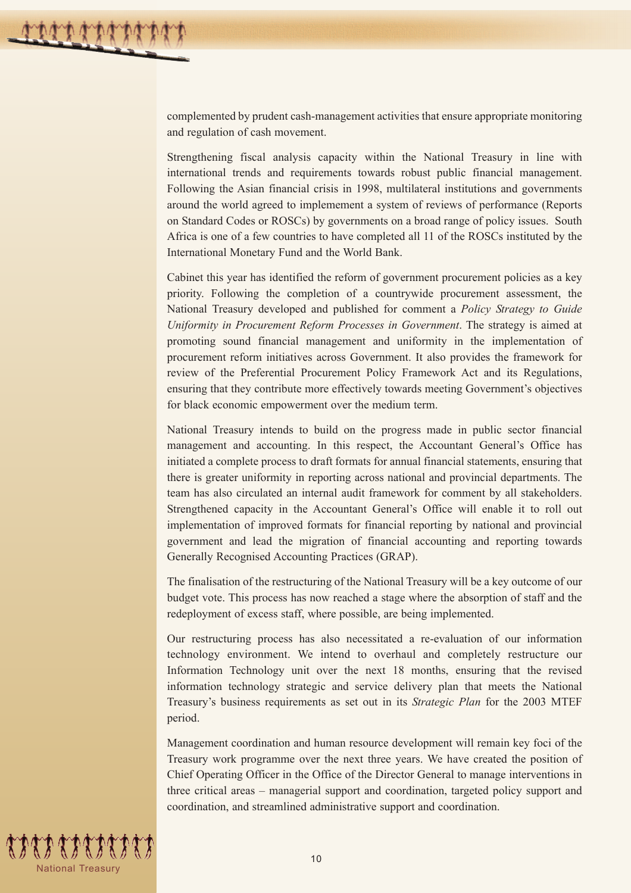complemented by prudent cash-management activities that ensure appropriate monitoring and regulation of cash movement.

Strengthening fiscal analysis capacity within the National Treasury in line with international trends and requirements towards robust public financial management. Following the Asian financial crisis in 1998, multilateral institutions and governments around the world agreed to implemement a system of reviews of performance (Reports on Standard Codes or ROSCs) by governments on a broad range of policy issues. South Africa is one of a few countries to have completed all 11 of the ROSCs instituted by the International Monetary Fund and the World Bank.

Cabinet this year has identified the reform of government procurement policies as a key priority. Following the completion of a countrywide procurement assessment, the National Treasury developed and published for comment a *Policy Strategy to Guide Uniformity in Procurement Reform Processes in Government*. The strategy is aimed at promoting sound financial management and uniformity in the implementation of procurement reform initiatives across Government. It also provides the framework for review of the Preferential Procurement Policy Framework Act and its Regulations, ensuring that they contribute more effectively towards meeting Government's objectives for black economic empowerment over the medium term.

National Treasury intends to build on the progress made in public sector financial management and accounting. In this respect, the Accountant General's Office has initiated a complete process to draft formats for annual financial statements, ensuring that there is greater uniformity in reporting across national and provincial departments. The team has also circulated an internal audit framework for comment by all stakeholders. Strengthened capacity in the Accountant General's Office will enable it to roll out implementation of improved formats for financial reporting by national and provincial government and lead the migration of financial accounting and reporting towards Generally Recognised Accounting Practices (GRAP).

The finalisation of the restructuring of the National Treasury will be a key outcome of our budget vote. This process has now reached a stage where the absorption of staff and the redeployment of excess staff, where possible, are being implemented.

Our restructuring process has also necessitated a re-evaluation of our information technology environment. We intend to overhaul and completely restructure our Information Technology unit over the next 18 months, ensuring that the revised information technology strategic and service delivery plan that meets the National Treasury's business requirements as set out in its *Strategic Plan* for the 2003 MTEF period.

Management coordination and human resource development will remain key foci of the Treasury work programme over the next three years. We have created the position of Chief Operating Officer in the Office of the Director General to manage interventions in three critical areas – managerial support and coordination, targeted policy support and coordination, and streamlined administrative support and coordination.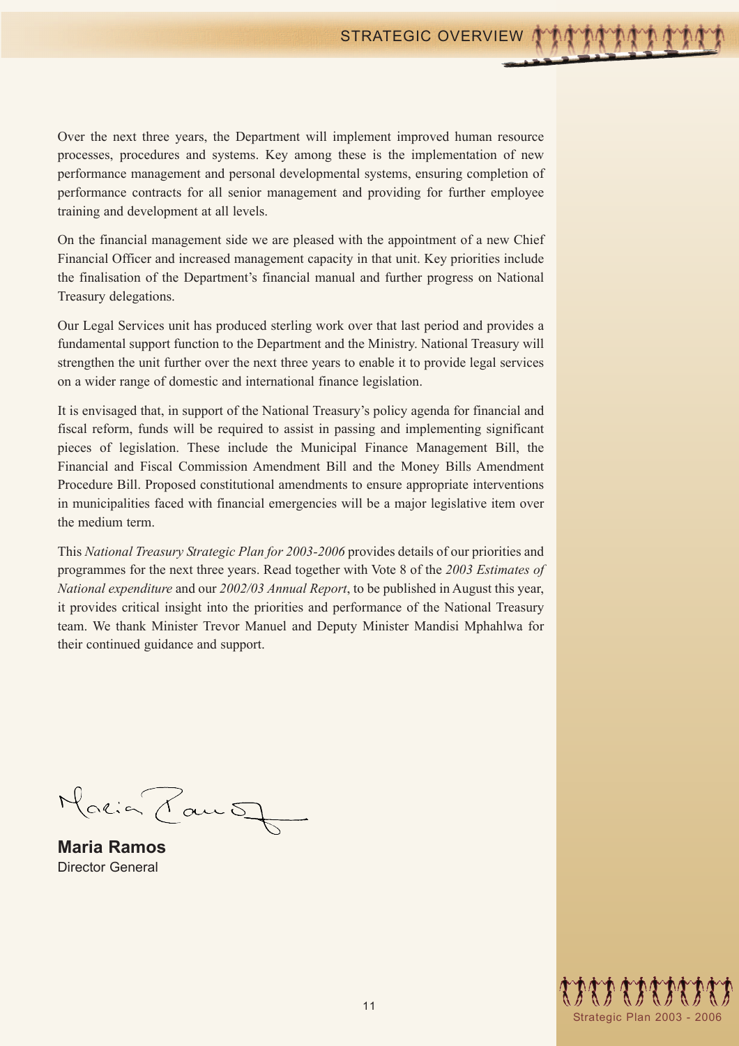Over the next three years, the Department will implement improved human resource processes, procedures and systems. Key among these is the implementation of new performance management and personal developmental systems, ensuring completion of performance contracts for all senior management and providing for further employee training and development at all levels.

On the financial management side we are pleased with the appointment of a new Chief Financial Officer and increased management capacity in that unit. Key priorities include the finalisation of the Department's financial manual and further progress on National Treasury delegations.

Our Legal Services unit has produced sterling work over that last period and provides a fundamental support function to the Department and the Ministry. National Treasury will strengthen the unit further over the next three years to enable it to provide legal services on a wider range of domestic and international finance legislation.

It is envisaged that, in support of the National Treasury's policy agenda for financial and fiscal reform, funds will be required to assist in passing and implementing significant pieces of legislation. These include the Municipal Finance Management Bill, the Financial and Fiscal Commission Amendment Bill and the Money Bills Amendment Procedure Bill. Proposed constitutional amendments to ensure appropriate interventions in municipalities faced with financial emergencies will be a major legislative item over the medium term.

This *National Treasury Strategic Plan for 2003-2006* provides details of our priorities and programmes for the next three years. Read together with Vote 8 of the *2003 Estimates of National expenditure* and our *2002/03 Annual Report*, to be published in August this year, it provides critical insight into the priorities and performance of the National Treasury team. We thank Minister Trevor Manuel and Deputy Minister Mandisi Mphahlwa for their continued guidance and support.

**Maria Ramos**
Director General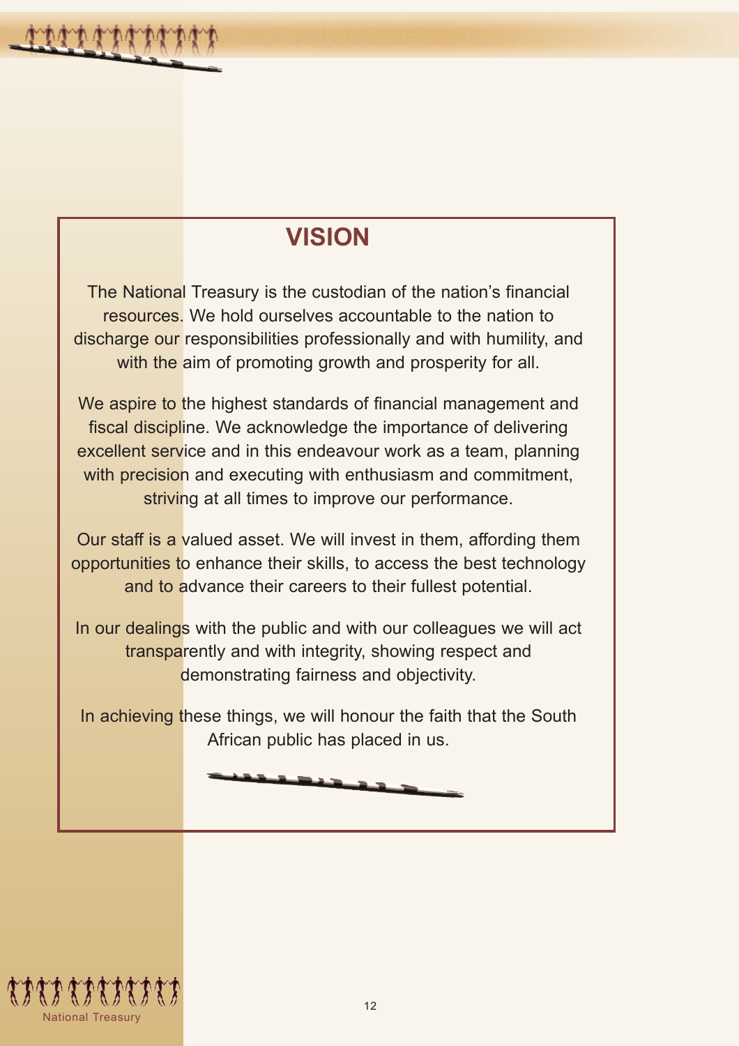# VISION

The National Treasury is the custodian of the nation's financial resources. We hold ourselves accountable to the nation to discharge our responsibilities professionally and with humility, and with the aim of promoting growth and prosperity for all.

We aspire to the highest standards of financial management and fiscal discipline. We acknowledge the importance of delivering excellent service and in this endeavour work as a team, planning with precision and executing with enthusiasm and commitment, striving at all times to improve our performance.

Our staff is a valued asset. We will invest in them, affording them opportunities to enhance their skills, to access the best technology and to advance their careers to their fullest potential.

In our dealings with the public and with our colleagues we will act transparently and with integrity, showing respect and demonstrating fairness and objectivity.

In achieving these things, we will honour the faith that the South African public has placed in us.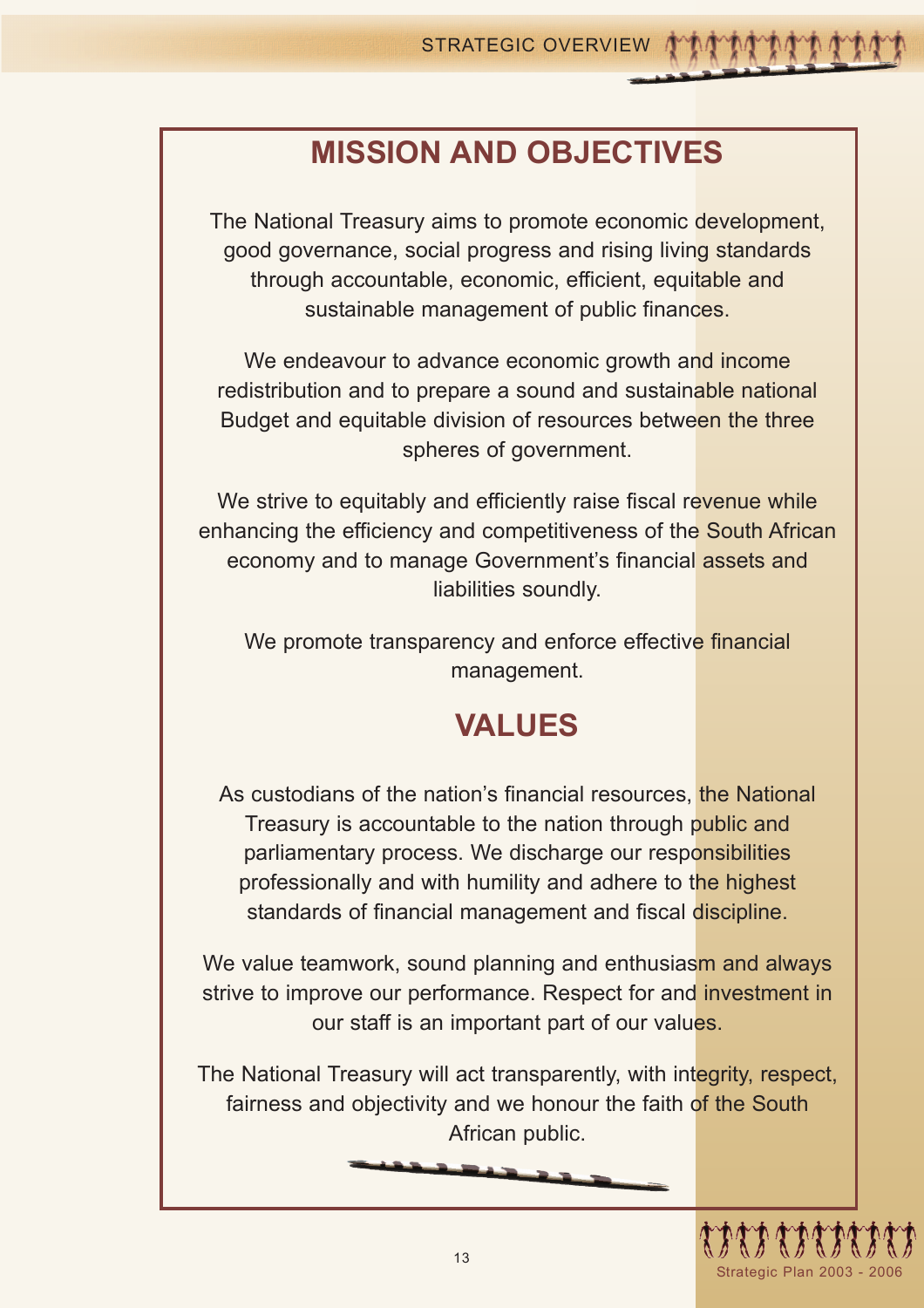## MISSION AND OBJECTIVES

The National Treasury aims to promote economic development, good governance, social progress and rising living standards through accountable, economic, efficient, equitable and sustainable management of public finances.

We endeavour to advance economic growth and income redistribution and to prepare a sound and sustainable national Budget and equitable division of resources between the three spheres of government.

We strive to equitably and efficiently raise fiscal revenue while enhancing the efficiency and competitiveness of the South African economy and to manage Government's financial assets and liabilities soundly.

We promote transparency and enforce effective financial management.

## VALUES

As custodians of the nation's financial resources, the National Treasury is accountable to the nation through public and parliamentary process. We discharge our responsibilities professionally and with humility and adhere to the highest standards of financial management and fiscal discipline.

We value teamwork, sound planning and enthusiasm and always strive to improve our performance. Respect for and investment in our staff is an important part of our values.

The National Treasury will act transparently, with integrity, respect, fairness and objectivity and we honour the faith of the South African public.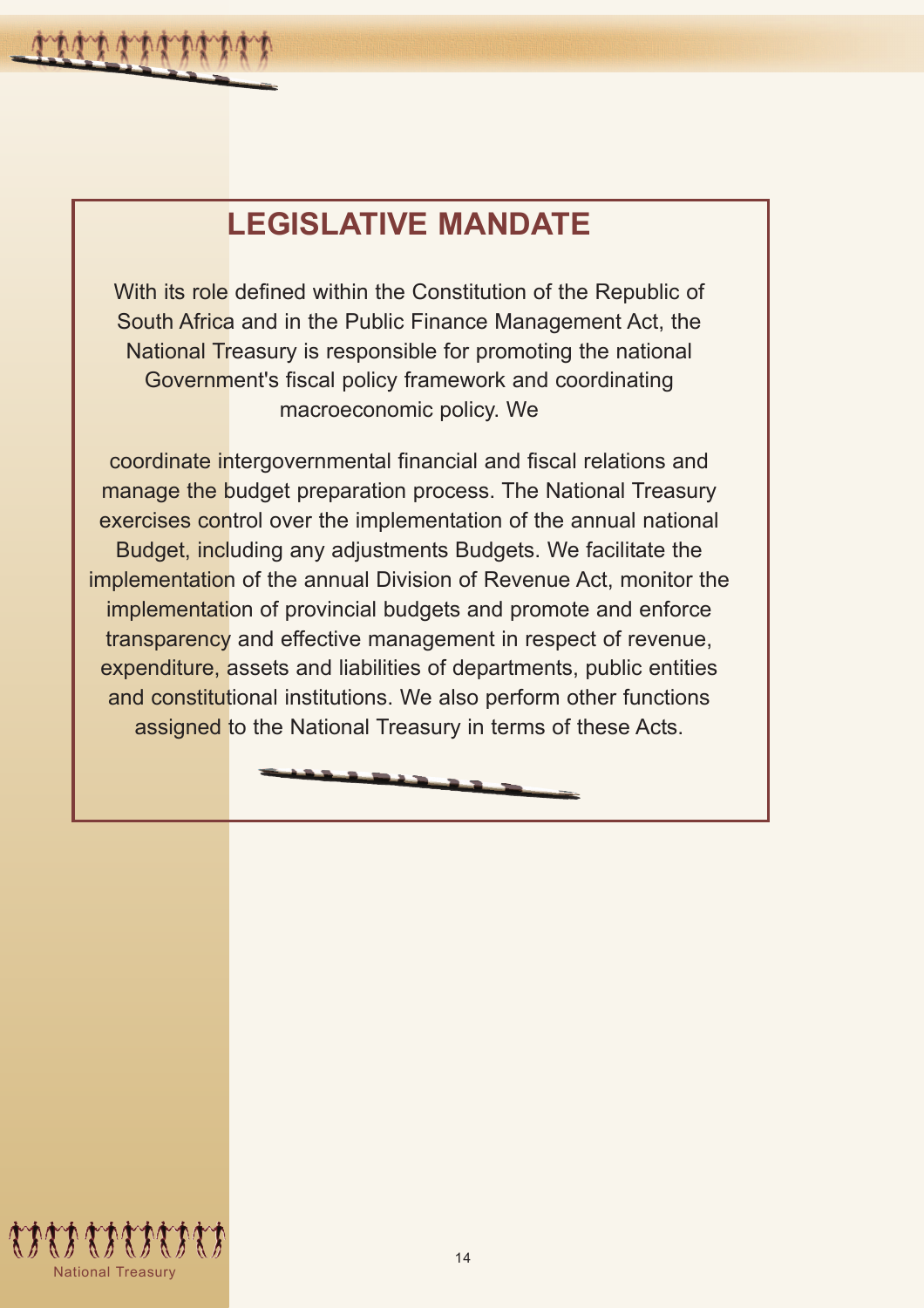# LEGISLATIVE MANDATE

With its role defined within the Constitution of the Republic of South Africa and in the Public Finance Management Act, the National Treasury is responsible for promoting the national Government's fiscal policy framework and coordinating macroeconomic policy. We

coordinate intergovernmental financial and fiscal relations and manage the budget preparation process. The National Treasury exercises control over the implementation of the annual national Budget, including any adjustments Budgets. We facilitate the implementation of the annual Division of Revenue Act, monitor the implementation of provincial budgets and promote and enforce transparency and effective management in respect of revenue, expenditure, assets and liabilities of departments, public entities and constitutional institutions. We also perform other functions assigned to the National Treasury in terms of these Acts.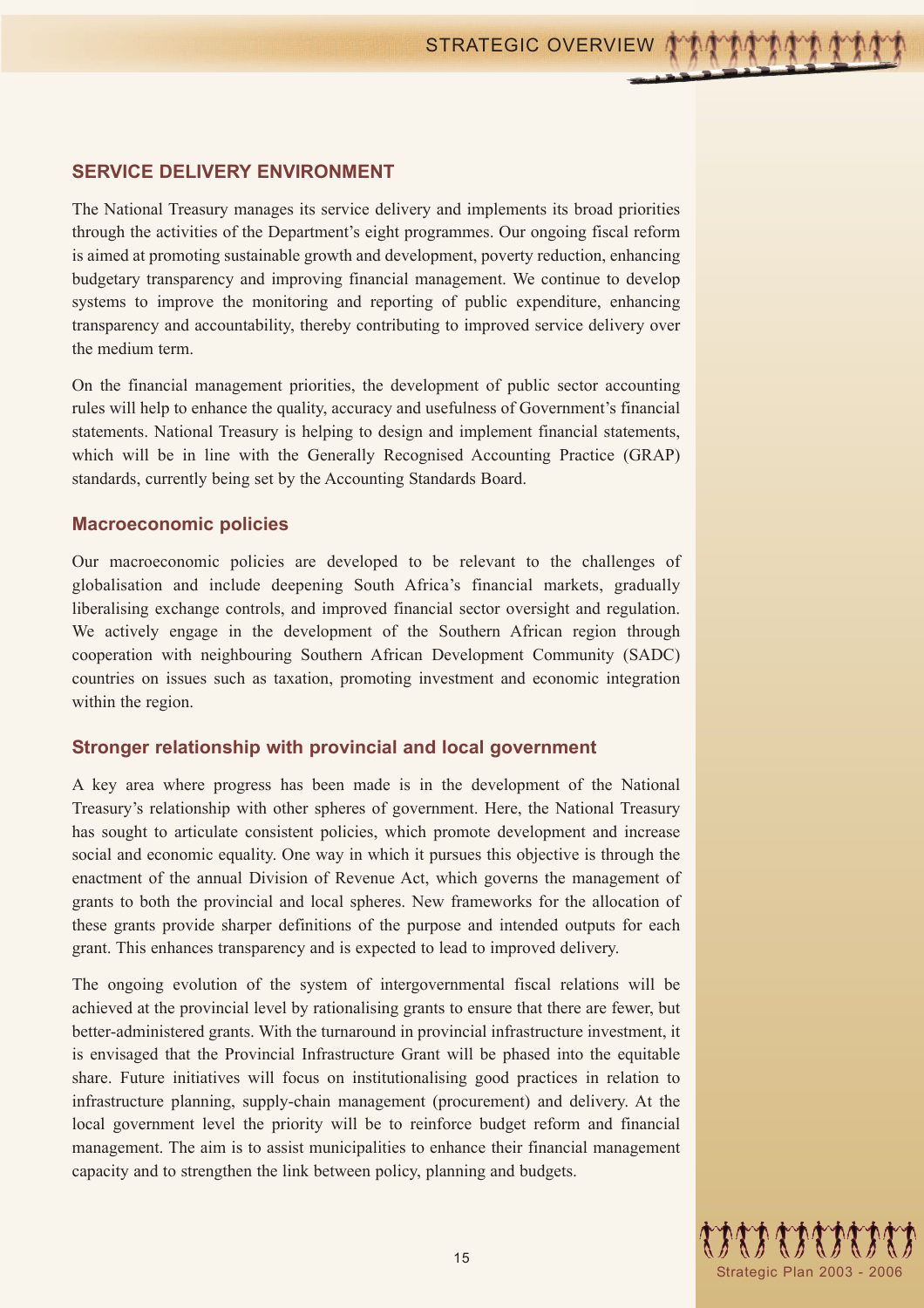## SERVICE DELIVERY ENVIRONMENT

The National Treasury manages its service delivery and implements its broad priorities through the activities of the Department's eight programmes. Our ongoing fiscal reform is aimed at promoting sustainable growth and development, poverty reduction, enhancing budgetary transparency and improving financial management. We continue to develop systems to improve the monitoring and reporting of public expenditure, enhancing transparency and accountability, thereby contributing to improved service delivery over the medium term.

On the financial management priorities, the development of public sector accounting rules will help to enhance the quality, accuracy and usefulness of Government's financial statements. National Treasury is helping to design and implement financial statements, which will be in line with the Generally Recognised Accounting Practice (GRAP) standards, currently being set by the Accounting Standards Board.

### Macroeconomic policies

Our macroeconomic policies are developed to be relevant to the challenges of globalisation and include deepening South Africa's financial markets, gradually liberalising exchange controls, and improved financial sector oversight and regulation. We actively engage in the development of the Southern African region through cooperation with neighbouring Southern African Development Community (SADC) countries on issues such as taxation, promoting investment and economic integration within the region.

### Stronger relationship with provincial and local government

A key area where progress has been made is in the development of the National Treasury's relationship with other spheres of government. Here, the National Treasury has sought to articulate consistent policies, which promote development and increase social and economic equality. One way in which it pursues this objective is through the enactment of the annual Division of Revenue Act, which governs the management of grants to both the provincial and local spheres. New frameworks for the allocation of these grants provide sharper definitions of the purpose and intended outputs for each grant. This enhances transparency and is expected to lead to improved delivery.

The ongoing evolution of the system of intergovernmental fiscal relations will be achieved at the provincial level by rationalising grants to ensure that there are fewer, but better-administered grants. With the turnaround in provincial infrastructure investment, it is envisaged that the Provincial Infrastructure Grant will be phased into the equitable share. Future initiatives will focus on institutionalising good practices in relation to infrastructure planning, supply-chain management (procurement) and delivery. At the local government level the priority will be to reinforce budget reform and financial management. The aim is to assist municipalities to enhance their financial management capacity and to strengthen the link between policy, planning and budgets.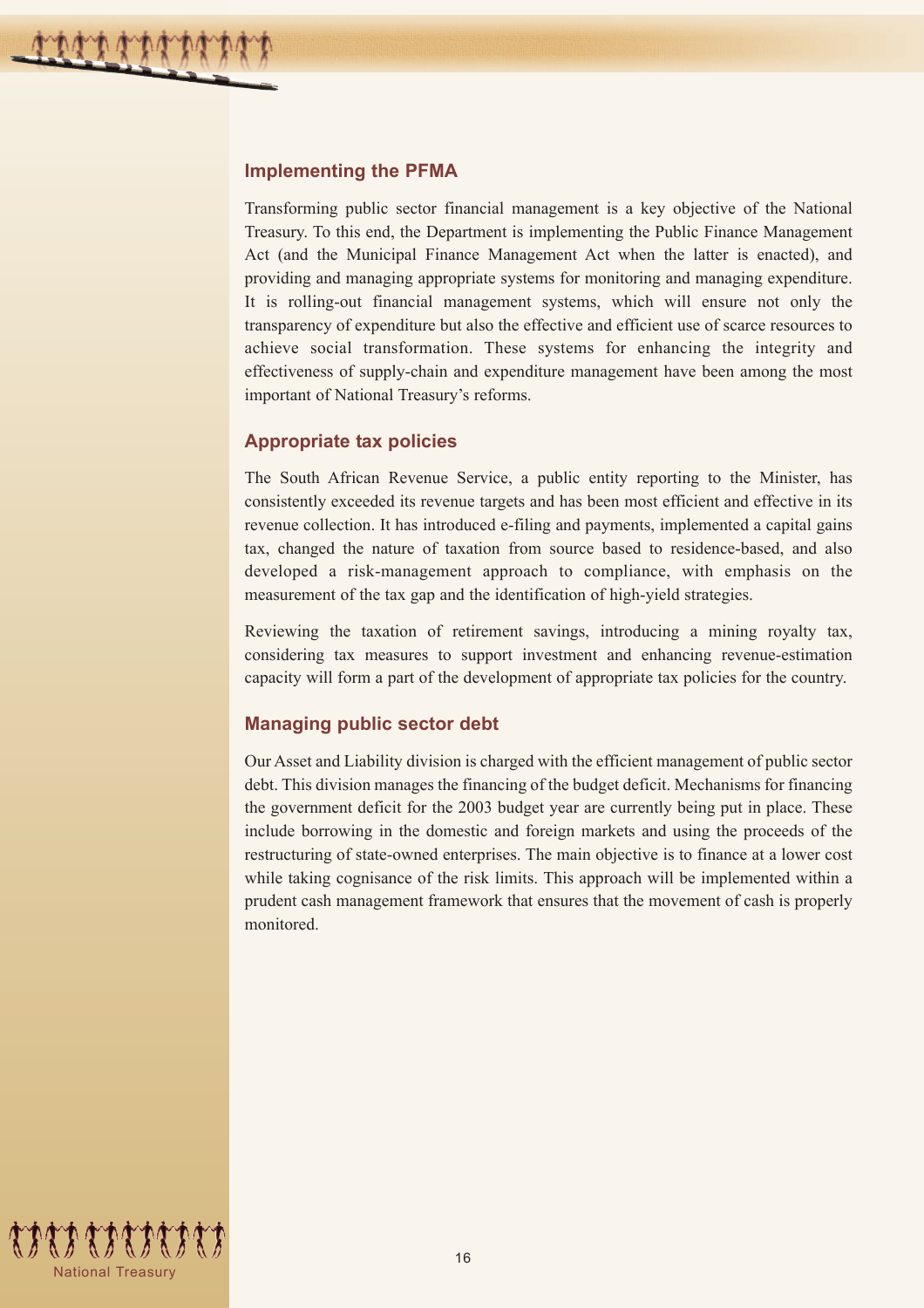## Implementing the PFMA

Transforming public sector financial management is a key objective of the National Treasury. To this end, the Department is implementing the Public Finance Management Act (and the Municipal Finance Management Act when the latter is enacted), and providing and managing appropriate systems for monitoring and managing expenditure. It is rolling-out financial management systems, which will ensure not only the transparency of expenditure but also the effective and efficient use of scarce resources to achieve social transformation. These systems for enhancing the integrity and effectiveness of supply-chain and expenditure management have been among the most important of National Treasury's reforms.

## Appropriate tax policies

The South African Revenue Service, a public entity reporting to the Minister, has consistently exceeded its revenue targets and has been most efficient and effective in its revenue collection. It has introduced e-filing and payments, implemented a capital gains tax, changed the nature of taxation from source based to residence-based, and also developed a risk-management approach to compliance, with emphasis on the measurement of the tax gap and the identification of high-yield strategies.

Reviewing the taxation of retirement savings, introducing a mining royalty tax, considering tax measures to support investment and enhancing revenue-estimation capacity will form a part of the development of appropriate tax policies for the country.

## Managing public sector debt

Our Asset and Liability division is charged with the efficient management of public sector debt. This division manages the financing of the budget deficit. Mechanisms for financing the government deficit for the 2003 budget year are currently being put in place. These include borrowing in the domestic and foreign markets and using the proceeds of the restructuring of state-owned enterprises. The main objective is to finance at a lower cost while taking cognisance of the risk limits. This approach will be implemented within a prudent cash management framework that ensures that the movement of cash is properly monitored.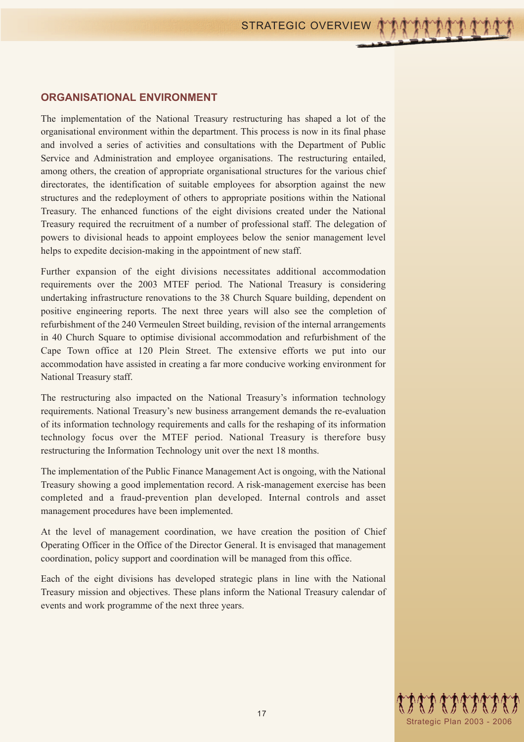## ORGANISATIONAL ENVIRONMENT

The implementation of the National Treasury restructuring has shaped a lot of the organisational environment within the department. This process is now in its final phase and involved a series of activities and consultations with the Department of Public Service and Administration and employee organisations. The restructuring entailed, among others, the creation of appropriate organisational structures for the various chief directorates, the identification of suitable employees for absorption against the new structures and the redeployment of others to appropriate positions within the National Treasury. The enhanced functions of the eight divisions created under the National Treasury required the recruitment of a number of professional staff. The delegation of powers to divisional heads to appoint employees below the senior management level helps to expedite decision-making in the appointment of new staff.

Further expansion of the eight divisions necessitates additional accommodation requirements over the 2003 MTEF period. The National Treasury is considering undertaking infrastructure renovations to the 38 Church Square building, dependent on positive engineering reports. The next three years will also see the completion of refurbishment of the 240 Vermeulen Street building, revision of the internal arrangements in 40 Church Square to optimise divisional accommodation and refurbishment of the Cape Town office at 120 Plein Street. The extensive efforts we put into our accommodation have assisted in creating a far more conducive working environment for National Treasury staff.

The restructuring also impacted on the National Treasury's information technology requirements. National Treasury's new business arrangement demands the re-evaluation of its information technology requirements and calls for the reshaping of its information technology focus over the MTEF period. National Treasury is therefore busy restructuring the Information Technology unit over the next 18 months.

The implementation of the Public Finance Management Act is ongoing, with the National Treasury showing a good implementation record. A risk-management exercise has been completed and a fraud-prevention plan developed. Internal controls and asset management procedures have been implemented.

At the level of management coordination, we have creation the position of Chief Operating Officer in the Office of the Director General. It is envisaged that management coordination, policy support and coordination will be managed from this office.

Each of the eight divisions has developed strategic plans in line with the National Treasury mission and objectives. These plans inform the National Treasury calendar of events and work programme of the next three years.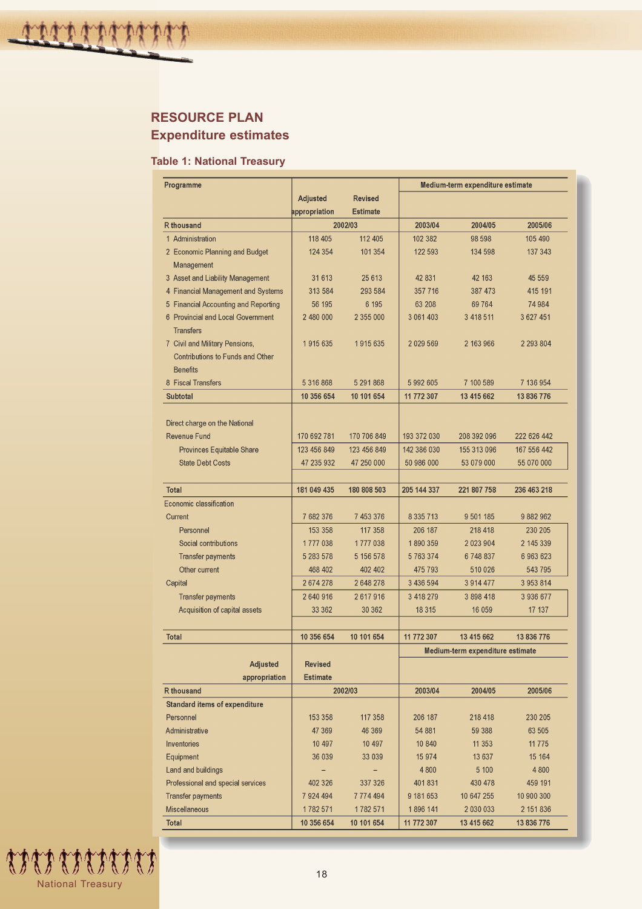## RESOURCE PLAN

### Expenditure estimates

### Table 1: National Treasury

| Programme | Adjusted appropriation | Revised Estimate | Medium-term expenditure estimate | | |
|---|---|---|---|---|---|
| R thousand | 2002/03 | | 2003/04 | 2004/05 | 2005/06 |
| 1 Administration | 118 405 | 112 405 | 102 382 | 98 598 | 105 490 |
| 2 Economic Planning and Budget Management | 124 354 | 101 354 | 122 593 | 134 598 | 137 343 |
| 3 Asset and Liability Management | 31 613 | 25 613 | 42 831 | 42 163 | 45 559 |
| 4 Financial Management and Systems | 313 584 | 293 584 | 357 716 | 387 473 | 415 191 |
| 5 Financial Accounting and Reporting | 56 195 | 6 195 | 63 208 | 69 764 | 74 984 |
| 6 Provincial and Local Government Transfers | 2 480 000 | 2 355 000 | 3 061 403 | 3 418 511 | 3 627 451 |
| 7 Civil and Military Pensions, Contributions to Funds and Other Benefits | 1 915 635 | 1 915 635 | 2 029 569 | 2 163 966 | 2 293 804 |
| 8 Fiscal Transfers | 5 316 868 | 5 291 868 | 5 992 605 | 7 100 589 | 7 136 954 |
| **Subtotal** | **10 356 654** | **10 101 654** | **11 772 307** | **13 415 662** | **13 836 776** |
| Direct charge on the National Revenue Fund | 170 692 781 | 170 706 849 | 193 372 030 | 208 392 096 | 222 626 442 |
| Provinces Equitable Share | 123 456 849 | 123 456 849 | 142 386 030 | 155 313 096 | 167 556 442 |
| State Debt Costs | 47 235 932 | 47 250 000 | 50 986 000 | 53 079 000 | 55 070 000 |
| **Total** | **181 049 435** | **180 808 503** | **205 144 337** | **221 807 758** | **236 463 218** |
| Economic classification | | | | | |
| Current | 7 682 376 | 7 453 376 | 8 335 713 | 9 501 185 | 9 882 962 |
| Personnel | 153 358 | 117 358 | 206 187 | 218 418 | 230 205 |
| Social contributions | 1 777 038 | 1 777 038 | 1 890 359 | 2 023 904 | 2 145 339 |
| Transfer payments | 5 283 578 | 5 156 578 | 5 763 374 | 6 748 837 | 6 963 623 |
| Other current | 468 402 | 402 402 | 475 793 | 510 026 | 543 795 |
| Capital | 2 674 278 | 2 648 278 | 3 436 594 | 3 914 477 | 3 953 814 |
| Transfer payments | 2 640 916 | 2 617 916 | 3 418 279 | 3 898 418 | 3 936 677 |
| Acquisition of capital assets | 33 362 | 30 362 | 18 315 | 16 059 | 17 137 |
| **Total** | **10 356 654** | **10 101 654** | **11 772 307** | **13 415 662** | **13 836 776** |

| | Adjusted appropriation | Revised Estimate | Medium-term expenditure estimate | | |
|---|---|---|---|---|---|
| R thousand | 2002/03 | | 2003/04 | 2004/05 | 2005/06 |
| **Standard items of expenditure** | | | | | |
| Personnel | 153 358 | 117 358 | 206 187 | 218 418 | 230 205 |
| Administrative | 47 369 | 46 369 | 54 881 | 59 388 | 63 505 |
| Inventories | 10 497 | 10 497 | 10 840 | 11 353 | 11 775 |
| Equipment | 36 039 | 33 039 | 15 974 | 13 637 | 15 164 |
| Land and buildings | – | – | 4 800 | 5 100 | 4 800 |
| Professional and special services | 402 326 | 337 326 | 401 831 | 430 478 | 459 191 |
| Transfer payments | 7 924 494 | 7 774 494 | 9 181 653 | 10 647 255 | 10 900 300 |
| Miscellaneous | 1 782 571 | 1 782 571 | 1 896 141 | 2 030 033 | 2 151 836 |
| **Total** | **10 356 654** | **10 101 654** | **11 772 307** | **13 415 662** | **13 836 776** |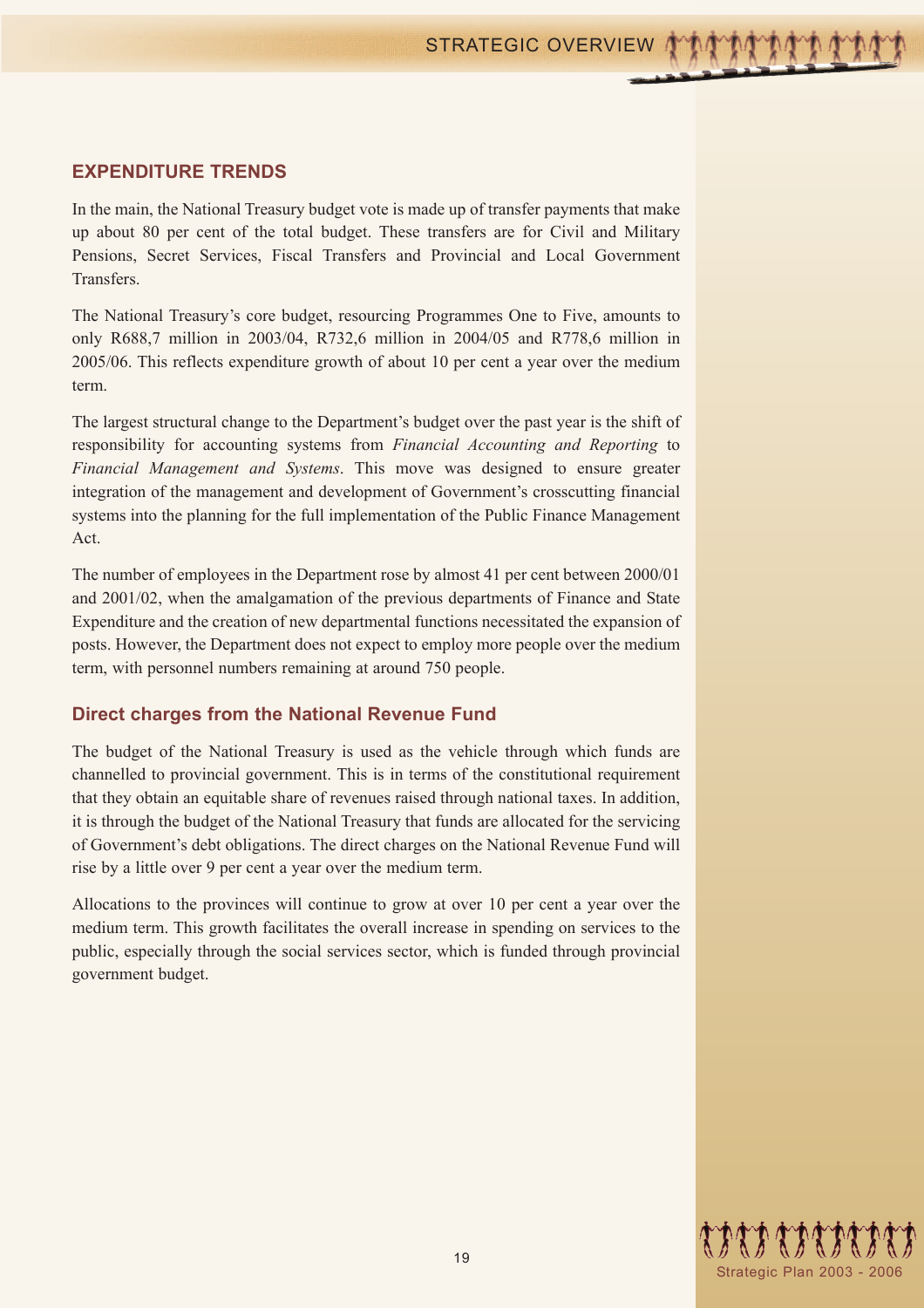## EXPENDITURE TRENDS

In the main, the National Treasury budget vote is made up of transfer payments that make up about 80 per cent of the total budget. These transfers are for Civil and Military Pensions, Secret Services, Fiscal Transfers and Provincial and Local Government Transfers.

The National Treasury's core budget, resourcing Programmes One to Five, amounts to only R688,7 million in 2003/04, R732,6 million in 2004/05 and R778,6 million in 2005/06. This reflects expenditure growth of about 10 per cent a year over the medium term.

The largest structural change to the Department's budget over the past year is the shift of responsibility for accounting systems from *Financial Accounting and Reporting* to *Financial Management and Systems*. This move was designed to ensure greater integration of the management and development of Government's crosscutting financial systems into the planning for the full implementation of the Public Finance Management Act.

The number of employees in the Department rose by almost 41 per cent between 2000/01 and 2001/02, when the amalgamation of the previous departments of Finance and State Expenditure and the creation of new departmental functions necessitated the expansion of posts. However, the Department does not expect to employ more people over the medium term, with personnel numbers remaining at around 750 people.

### Direct charges from the National Revenue Fund

The budget of the National Treasury is used as the vehicle through which funds are channelled to provincial government. This is in terms of the constitutional requirement that they obtain an equitable share of revenues raised through national taxes. In addition, it is through the budget of the National Treasury that funds are allocated for the servicing of Government's debt obligations. The direct charges on the National Revenue Fund will rise by a little over 9 per cent a year over the medium term.

Allocations to the provinces will continue to grow at over 10 per cent a year over the medium term. This growth facilitates the overall increase in spending on services to the public, especially through the social services sector, which is funded through provincial government budget.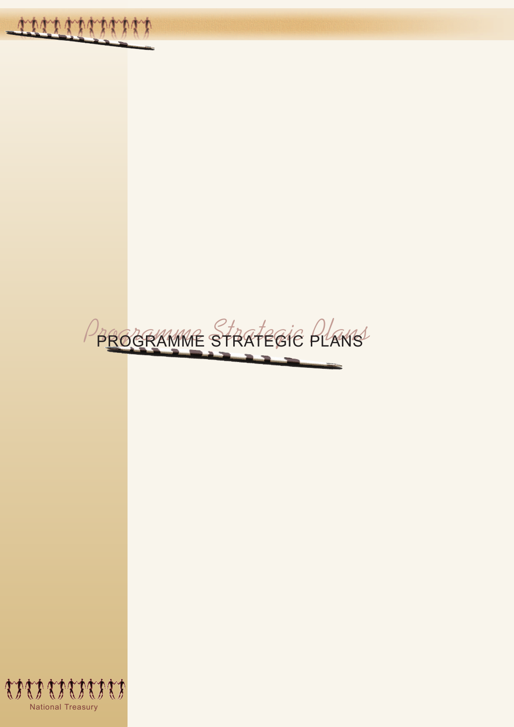# PROGRAMME STRATEGIC PLANS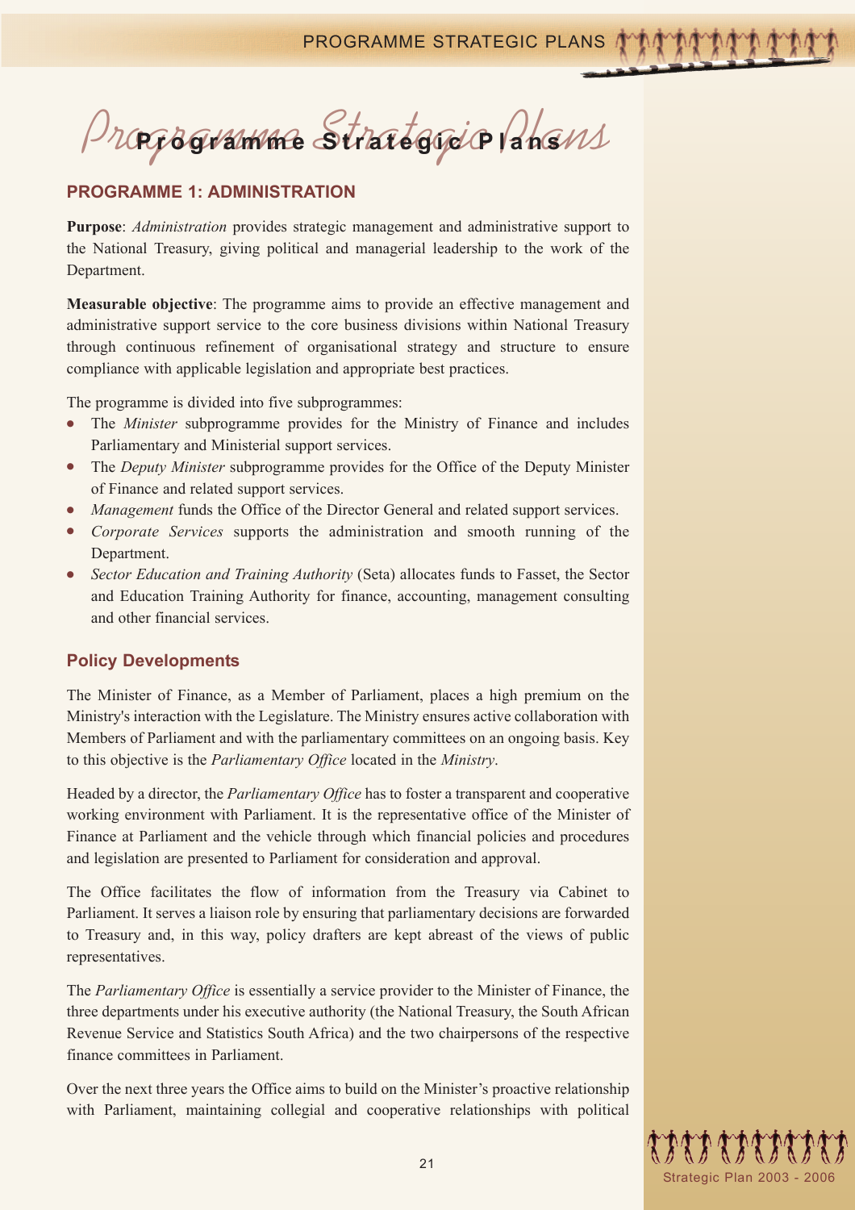# Programme Strategic Plans

## PROGRAMME 1: ADMINISTRATION

**Purpose**: *Administration* provides strategic management and administrative support to the National Treasury, giving political and managerial leadership to the work of the Department.

**Measurable objective**: The programme aims to provide an effective management and administrative support service to the core business divisions within National Treasury through continuous refinement of organisational strategy and structure to ensure compliance with applicable legislation and appropriate best practices.

The programme is divided into five subprogrammes:

- The *Minister* subprogramme provides for the Ministry of Finance and includes Parliamentary and Ministerial support services.
- The *Deputy Minister* subprogramme provides for the Office of the Deputy Minister of Finance and related support services.
- *Management* funds the Office of the Director General and related support services.
- *Corporate Services* supports the administration and smooth running of the Department.
- *Sector Education and Training Authority* (Seta) allocates funds to Fasset, the Sector and Education Training Authority for finance, accounting, management consulting and other financial services.

### Policy Developments

The Minister of Finance, as a Member of Parliament, places a high premium on the Ministry's interaction with the Legislature. The Ministry ensures active collaboration with Members of Parliament and with the parliamentary committees on an ongoing basis. Key to this objective is the *Parliamentary Office* located in the *Ministry*.

Headed by a director, the *Parliamentary Office* has to foster a transparent and cooperative working environment with Parliament. It is the representative office of the Minister of Finance at Parliament and the vehicle through which financial policies and procedures and legislation are presented to Parliament for consideration and approval.

The Office facilitates the flow of information from the Treasury via Cabinet to Parliament. It serves a liaison role by ensuring that parliamentary decisions are forwarded to Treasury and, in this way, policy drafters are kept abreast of the views of public representatives.

The *Parliamentary Office* is essentially a service provider to the Minister of Finance, the three departments under his executive authority (the National Treasury, the South African Revenue Service and Statistics South Africa) and the two chairpersons of the respective finance committees in Parliament.

Over the next three years the Office aims to build on the Minister's proactive relationship with Parliament, maintaining collegial and cooperative relationships with political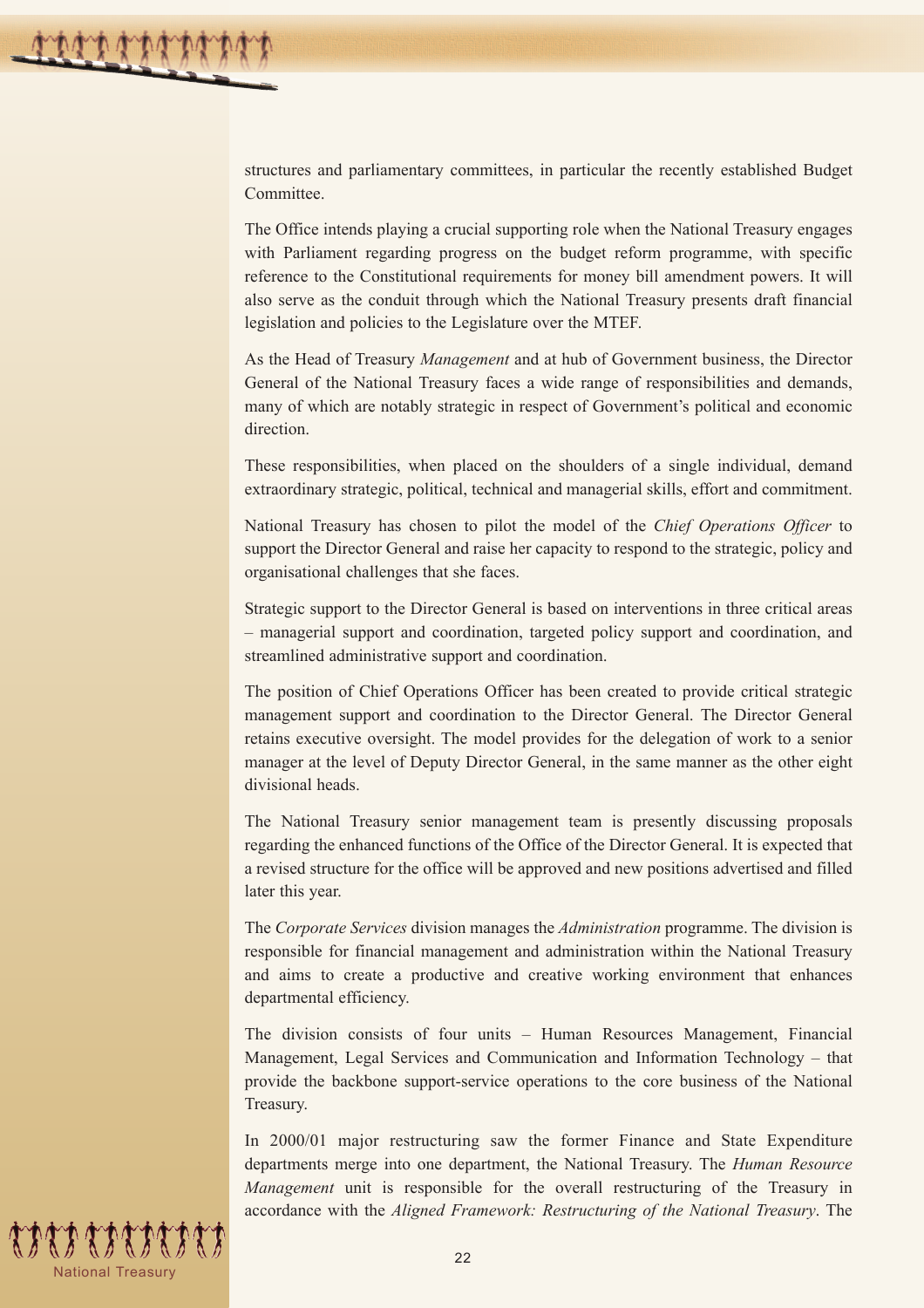structures and parliamentary committees, in particular the recently established Budget Committee.

The Office intends playing a crucial supporting role when the National Treasury engages with Parliament regarding progress on the budget reform programme, with specific reference to the Constitutional requirements for money bill amendment powers. It will also serve as the conduit through which the National Treasury presents draft financial legislation and policies to the Legislature over the MTEF.

As the Head of Treasury *Management* and at hub of Government business, the Director General of the National Treasury faces a wide range of responsibilities and demands, many of which are notably strategic in respect of Government's political and economic direction.

These responsibilities, when placed on the shoulders of a single individual, demand extraordinary strategic, political, technical and managerial skills, effort and commitment.

National Treasury has chosen to pilot the model of the *Chief Operations Officer* to support the Director General and raise her capacity to respond to the strategic, policy and organisational challenges that she faces.

Strategic support to the Director General is based on interventions in three critical areas – managerial support and coordination, targeted policy support and coordination, and streamlined administrative support and coordination.

The position of Chief Operations Officer has been created to provide critical strategic management support and coordination to the Director General. The Director General retains executive oversight. The model provides for the delegation of work to a senior manager at the level of Deputy Director General, in the same manner as the other eight divisional heads.

The National Treasury senior management team is presently discussing proposals regarding the enhanced functions of the Office of the Director General. It is expected that a revised structure for the office will be approved and new positions advertised and filled later this year.

The *Corporate Services* division manages the *Administration* programme. The division is responsible for financial management and administration within the National Treasury and aims to create a productive and creative working environment that enhances departmental efficiency.

The division consists of four units – Human Resources Management, Financial Management, Legal Services and Communication and Information Technology – that provide the backbone support-service operations to the core business of the National Treasury.

In 2000/01 major restructuring saw the former Finance and State Expenditure departments merge into one department, the National Treasury. The *Human Resource Management* unit is responsible for the overall restructuring of the Treasury in accordance with the *Aligned Framework: Restructuring of the National Treasury*. The